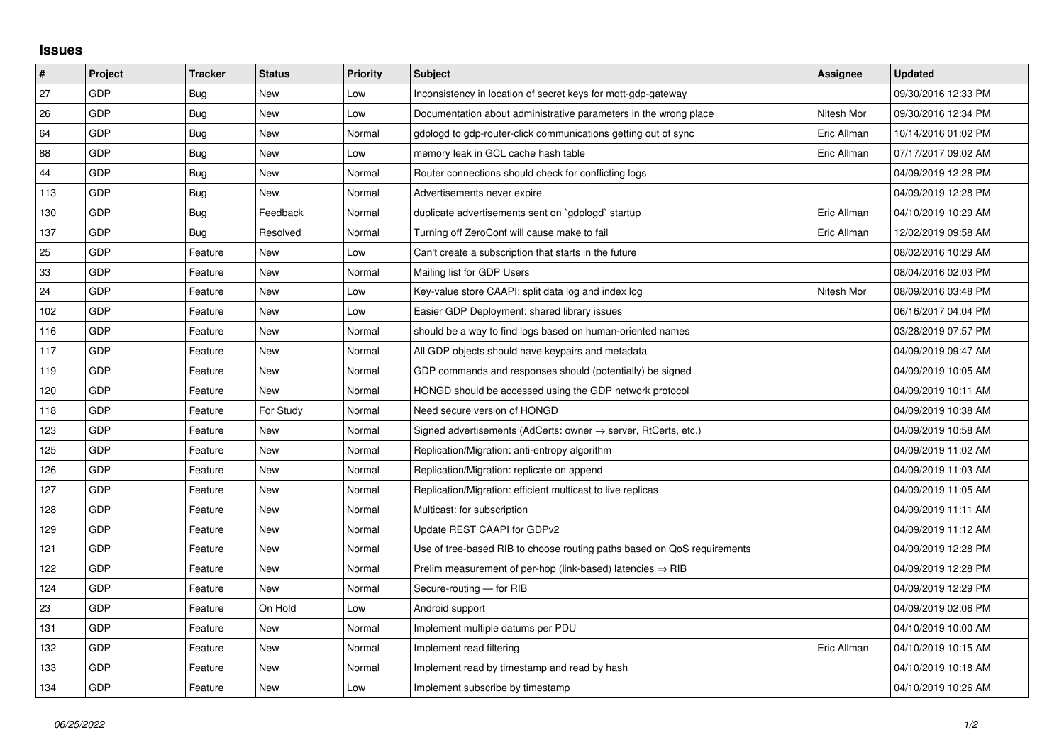## Issues

| # | Project | Tracker | Status | Priority | Subject | Assignee | Updated |
|---|---|---|---|---|---|---|---|
| 27 | GDP | Bug | New | Low | Inconsistency in location of secret keys for mqtt-gdp-gateway | | 09/30/2016 12:33 PM |
| 26 | GDP | Bug | New | Low | Documentation about administrative parameters in the wrong place | Nitesh Mor | 09/30/2016 12:34 PM |
| 64 | GDP | Bug | New | Normal | gdplogd to gdp-router-click communications getting out of sync | Eric Allman | 10/14/2016 01:02 PM |
| 88 | GDP | Bug | New | Low | memory leak in GCL cache hash table | Eric Allman | 07/17/2017 09:02 AM |
| 44 | GDP | Bug | New | Normal | Router connections should check for conflicting logs | | 04/09/2019 12:28 PM |
| 113 | GDP | Bug | New | Normal | Advertisements never expire | | 04/09/2019 12:28 PM |
| 130 | GDP | Bug | Feedback | Normal | duplicate advertisements sent on `gdplogd` startup | Eric Allman | 04/10/2019 10:29 AM |
| 137 | GDP | Bug | Resolved | Normal | Turning off ZeroConf will cause make to fail | Eric Allman | 12/02/2019 09:58 AM |
| 25 | GDP | Feature | New | Low | Can't create a subscription that starts in the future | | 08/02/2016 10:29 AM |
| 33 | GDP | Feature | New | Normal | Mailing list for GDP Users | | 08/04/2016 02:03 PM |
| 24 | GDP | Feature | New | Low | Key-value store CAAPI: split data log and index log | Nitesh Mor | 08/09/2016 03:48 PM |
| 102 | GDP | Feature | New | Low | Easier GDP Deployment: shared library issues | | 06/16/2017 04:04 PM |
| 116 | GDP | Feature | New | Normal | should be a way to find logs based on human-oriented names | | 03/28/2019 07:57 PM |
| 117 | GDP | Feature | New | Normal | All GDP objects should have keypairs and metadata | | 04/09/2019 09:47 AM |
| 119 | GDP | Feature | New | Normal | GDP commands and responses should (potentially) be signed | | 04/09/2019 10:05 AM |
| 120 | GDP | Feature | New | Normal | HONGD should be accessed using the GDP network protocol | | 04/09/2019 10:11 AM |
| 118 | GDP | Feature | For Study | Normal | Need secure version of HONGD | | 04/09/2019 10:38 AM |
| 123 | GDP | Feature | New | Normal | Signed advertisements (AdCerts: owner → server, RtCerts, etc.) | | 04/09/2019 10:58 AM |
| 125 | GDP | Feature | New | Normal | Replication/Migration: anti-entropy algorithm | | 04/09/2019 11:02 AM |
| 126 | GDP | Feature | New | Normal | Replication/Migration: replicate on append | | 04/09/2019 11:03 AM |
| 127 | GDP | Feature | New | Normal | Replication/Migration: efficient multicast to live replicas | | 04/09/2019 11:05 AM |
| 128 | GDP | Feature | New | Normal | Multicast: for subscription | | 04/09/2019 11:11 AM |
| 129 | GDP | Feature | New | Normal | Update REST CAAPI for GDPv2 | | 04/09/2019 11:12 AM |
| 121 | GDP | Feature | New | Normal | Use of tree-based RIB to choose routing paths based on QoS requirements | | 04/09/2019 12:28 PM |
| 122 | GDP | Feature | New | Normal | Prelim measurement of per-hop (link-based) latencies ⇒ RIB | | 04/09/2019 12:28 PM |
| 124 | GDP | Feature | New | Normal | Secure-routing — for RIB | | 04/09/2019 12:29 PM |
| 23 | GDP | Feature | On Hold | Low | Android support | | 04/09/2019 02:06 PM |
| 131 | GDP | Feature | New | Normal | Implement multiple datums per PDU | | 04/10/2019 10:00 AM |
| 132 | GDP | Feature | New | Normal | Implement read filtering | Eric Allman | 04/10/2019 10:15 AM |
| 133 | GDP | Feature | New | Normal | Implement read by timestamp and read by hash | | 04/10/2019 10:18 AM |
| 134 | GDP | Feature | New | Low | Implement subscribe by timestamp | | 04/10/2019 10:26 AM |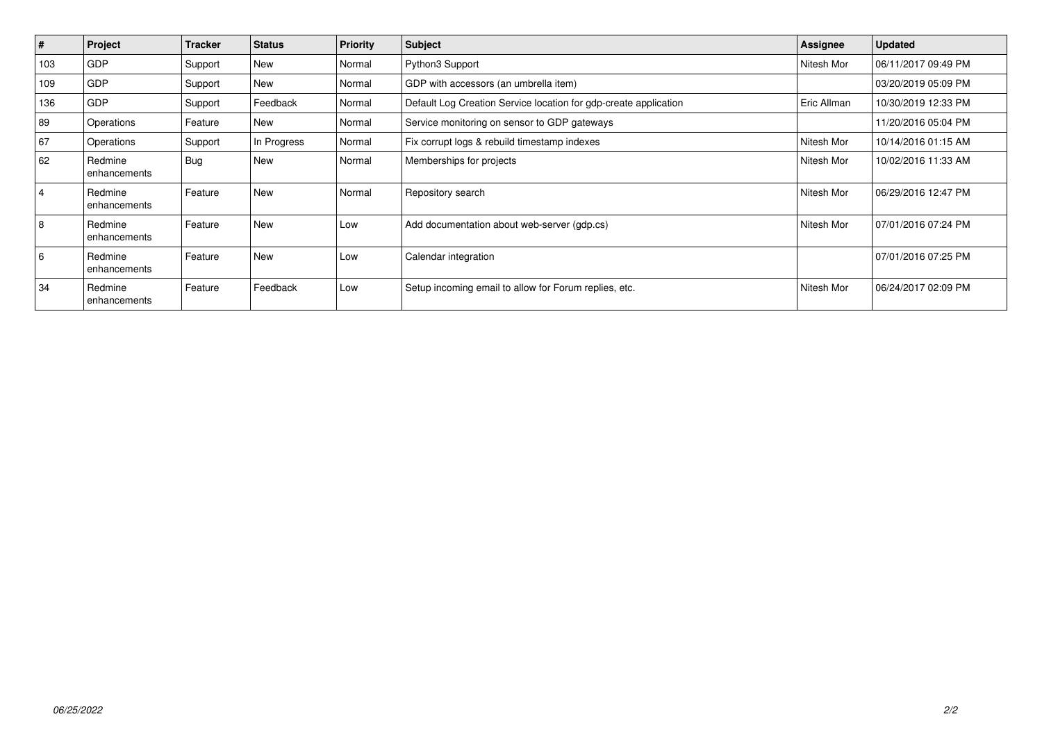| # | Project | Tracker | Status | Priority | Subject | Assignee | Updated |
|---|---|---|---|---|---|---|---|
| 103 | GDP | Support | New | Normal | Python3 Support | Nitesh Mor | 06/11/2017 09:49 PM |
| 109 | GDP | Support | New | Normal | GDP with accessors (an umbrella item) | | 03/20/2019 05:09 PM |
| 136 | GDP | Support | Feedback | Normal | Default Log Creation Service location for gdp-create application | Eric Allman | 10/30/2019 12:33 PM |
| 89 | Operations | Feature | New | Normal | Service monitoring on sensor to GDP gateways | | 11/20/2016 05:04 PM |
| 67 | Operations | Support | In Progress | Normal | Fix corrupt logs & rebuild timestamp indexes | Nitesh Mor | 10/14/2016 01:15 AM |
| 62 | Redmine enhancements | Bug | New | Normal | Memberships for projects | Nitesh Mor | 10/02/2016 11:33 AM |
| 4 | Redmine enhancements | Feature | New | Normal | Repository search | Nitesh Mor | 06/29/2016 12:47 PM |
| 8 | Redmine enhancements | Feature | New | Low | Add documentation about web-server (gdp.cs) | Nitesh Mor | 07/01/2016 07:24 PM |
| 6 | Redmine enhancements | Feature | New | Low | Calendar integration | | 07/01/2016 07:25 PM |
| 34 | Redmine enhancements | Feature | Feedback | Low | Setup incoming email to allow for Forum replies, etc. | Nitesh Mor | 06/24/2017 02:09 PM |